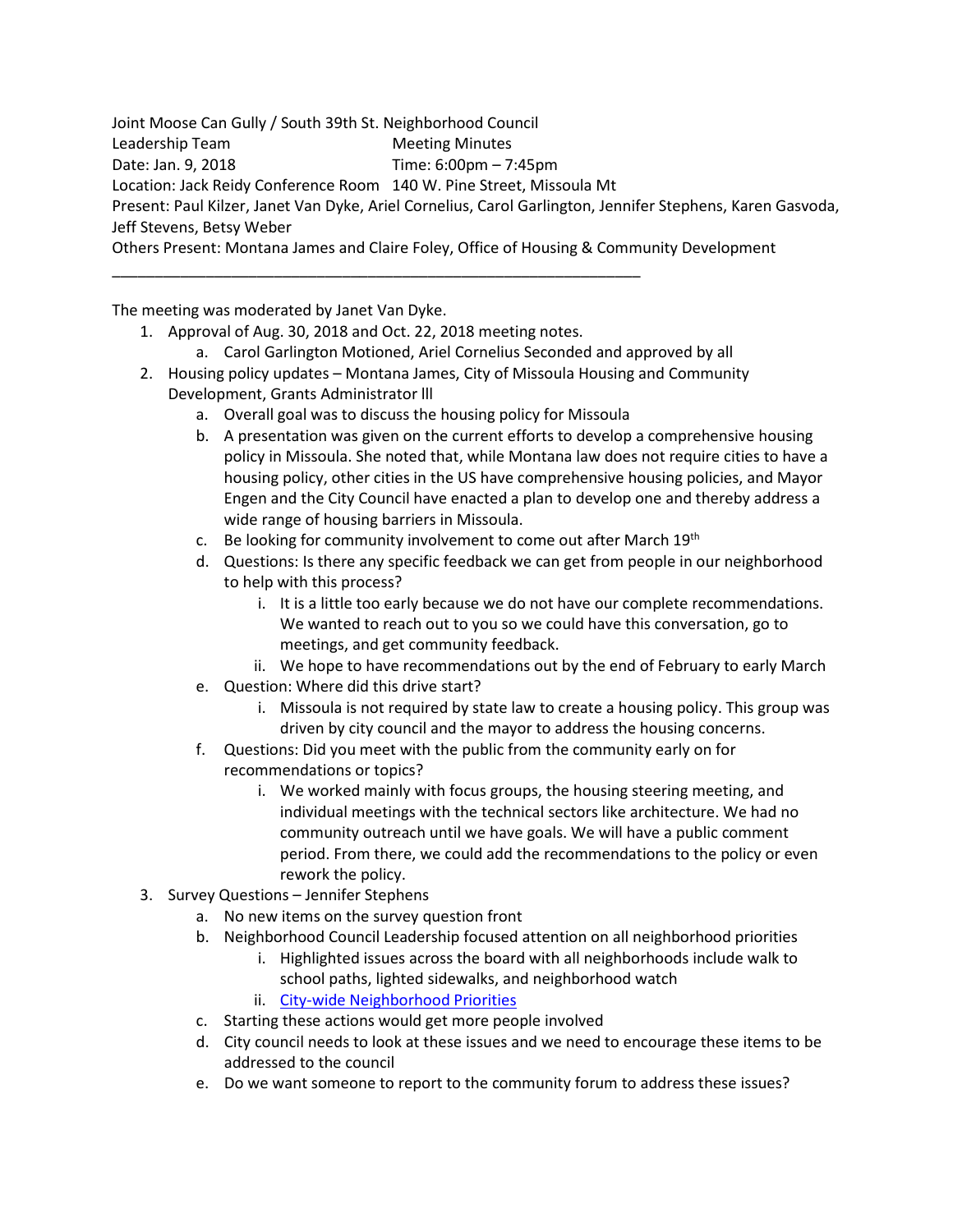Joint Moose Can Gully / South 39th St. Neighborhood Council
Leadership Team Meeting Minutes
Date: Jan. 9, 2018 Time: 6:00pm – 7:45pm
Location: Jack Reidy Conference Room 140 W. Pine Street, Missoula Mt
Present: Paul Kilzer, Janet Van Dyke, Ariel Cornelius, Carol Garlington, Jennifer Stephens, Karen Gasvoda, Jeff Stevens, Betsy Weber
Others Present: Montana James and Claire Foley, Office of Housing & Community Development

---

The meeting was moderated by Janet Van Dyke.

1. Approval of Aug. 30, 2018 and Oct. 22, 2018 meeting notes.
   a. Carol Garlington Motioned, Ariel Cornelius Seconded and approved by all
2. Housing policy updates – Montana James, City of Missoula Housing and Community Development, Grants Administrator lll
   a. Overall goal was to discuss the housing policy for Missoula
   b. A presentation was given on the current efforts to develop a comprehensive housing policy in Missoula. She noted that, while Montana law does not require cities to have a housing policy, other cities in the US have comprehensive housing policies, and Mayor Engen and the City Council have enacted a plan to develop one and thereby address a wide range of housing barriers in Missoula.
   c. Be looking for community involvement to come out after March 19th
   d. Questions: Is there any specific feedback we can get from people in our neighborhood to help with this process?
      i. It is a little too early because we do not have our complete recommendations. We wanted to reach out to you so we could have this conversation, go to meetings, and get community feedback.
      ii. We hope to have recommendations out by the end of February to early March
   e. Question: Where did this drive start?
      i. Missoula is not required by state law to create a housing policy. This group was driven by city council and the mayor to address the housing concerns.
   f. Questions: Did you meet with the public from the community early on for recommendations or topics?
      i. We worked mainly with focus groups, the housing steering meeting, and individual meetings with the technical sectors like architecture. We had no community outreach until we have goals. We will have a public comment period. From there, we could add the recommendations to the policy or even rework the policy.
3. Survey Questions – Jennifer Stephens
   a. No new items on the survey question front
   b. Neighborhood Council Leadership focused attention on all neighborhood priorities
      i. Highlighted issues across the board with all neighborhoods include walk to school paths, lighted sidewalks, and neighborhood watch
      ii. City-wide Neighborhood Priorities
   c. Starting these actions would get more people involved
   d. City council needs to look at these issues and we need to encourage these items to be addressed to the council
   e. Do we want someone to report to the community forum to address these issues?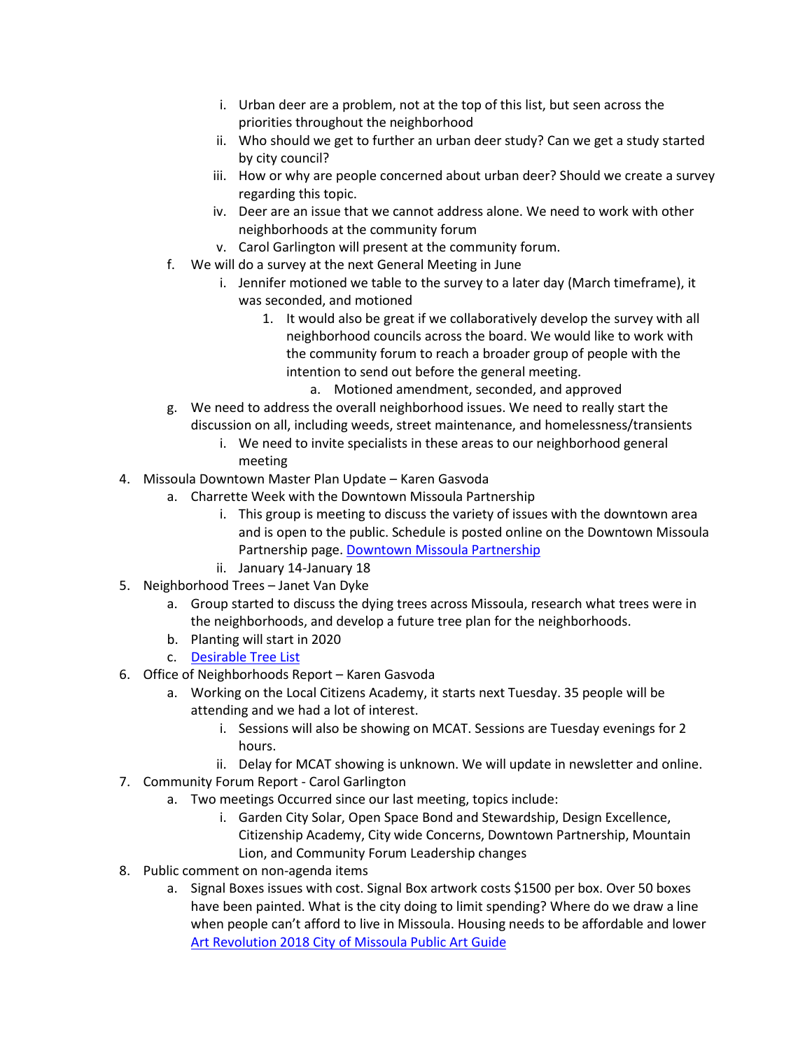i. Urban deer are a problem, not at the top of this list, but seen across the priorities throughout the neighborhood
   ii. Who should we get to further an urban deer study? Can we get a study started by city council?
   iii. How or why are people concerned about urban deer? Should we create a survey regarding this topic.
   iv. Deer are an issue that we cannot address alone. We need to work with other neighborhoods at the community forum
   v. Carol Garlington will present at the community forum.

f. We will do a survey at the next General Meeting in June
   i. Jennifer motioned we table to the survey to a later day (March timeframe), it was seconded, and motioned
      1. It would also be great if we collaboratively develop the survey with all neighborhood councils across the board. We would like to work with the community forum to reach a broader group of people with the intention to send out before the general meeting.
         a. Motioned amendment, seconded, and approved

g. We need to address the overall neighborhood issues. We need to really start the discussion on all, including weeds, street maintenance, and homelessness/transients
   i. We need to invite specialists in these areas to our neighborhood general meeting

4. Missoula Downtown Master Plan Update – Karen Gasvoda
   a. Charrette Week with the Downtown Missoula Partnership
      i. This group is meeting to discuss the variety of issues with the downtown area and is open to the public. Schedule is posted online on the Downtown Missoula Partnership page. Downtown Missoula Partnership
      ii. January 14-January 18
5. Neighborhood Trees – Janet Van Dyke
   a. Group started to discuss the dying trees across Missoula, research what trees were in the neighborhoods, and develop a future tree plan for the neighborhoods.
   b. Planting will start in 2020
   c. Desirable Tree List
6. Office of Neighborhoods Report – Karen Gasvoda
   a. Working on the Local Citizens Academy, it starts next Tuesday. 35 people will be attending and we had a lot of interest.
      i. Sessions will also be showing on MCAT. Sessions are Tuesday evenings for 2 hours.
      ii. Delay for MCAT showing is unknown. We will update in newsletter and online.
7. Community Forum Report - Carol Garlington
   a. Two meetings Occurred since our last meeting, topics include:
      i. Garden City Solar, Open Space Bond and Stewardship, Design Excellence, Citizenship Academy, City wide Concerns, Downtown Partnership, Mountain Lion, and Community Forum Leadership changes
8. Public comment on non-agenda items
   a. Signal Boxes issues with cost. Signal Box artwork costs $1500 per box. Over 50 boxes have been painted. What is the city doing to limit spending? Where do we draw a line when people can't afford to live in Missoula. Housing needs to be affordable and lower Art Revolution 2018 City of Missoula Public Art Guide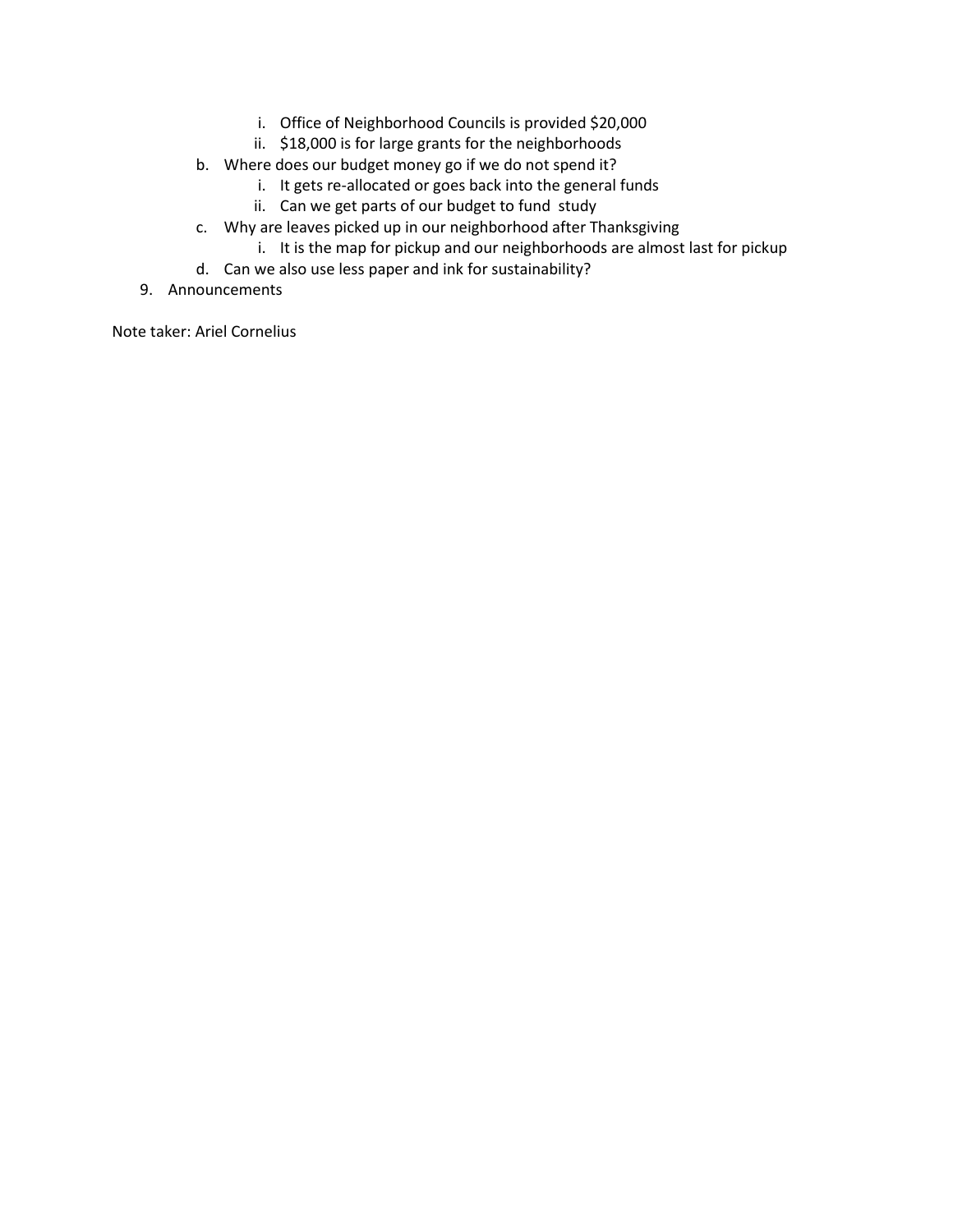i. Office of Neighborhood Councils is provided $20,000
            ii. $18,000 is for large grants for the neighborhoods
    b. Where does our budget money go if we do not spend it?
        i. It gets re-allocated or goes back into the general funds
        ii. Can we get parts of our budget to fund study
    c. Why are leaves picked up in our neighborhood after Thanksgiving
        i. It is the map for pickup and our neighborhoods are almost last for pickup
    d. Can we also use less paper and ink for sustainability?
9. Announcements

Note taker: Ariel Cornelius